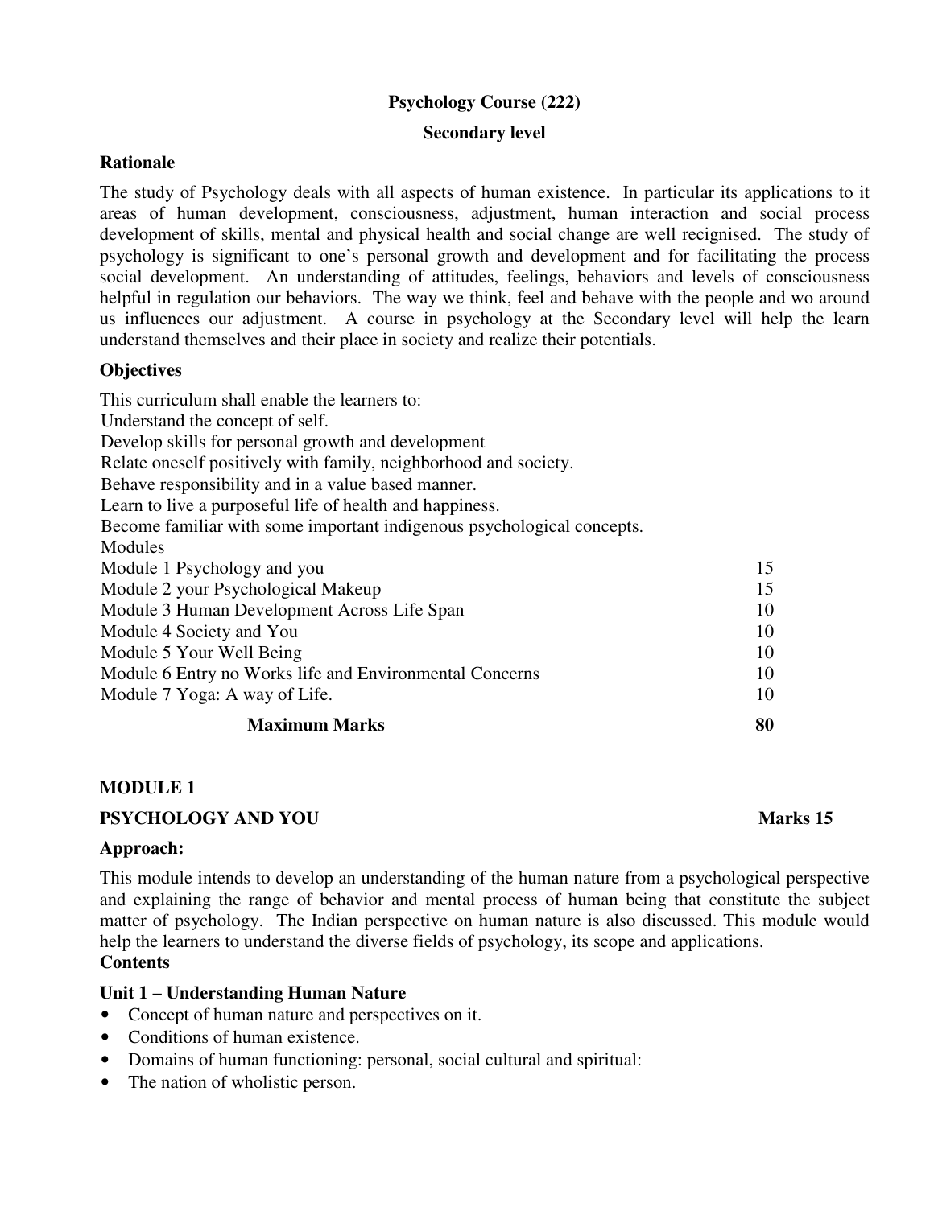**Psychology Course (222)**

**Secondary level**

**Rationale**

The study of Psychology deals with all aspects of human existence. In particular its applications to it areas of human development, consciousness, adjustment, human interaction and social process development of skills, mental and physical health and social change are well recignised. The study of psychology is significant to one's personal growth and development and for facilitating the process social development. An understanding of attitudes, feelings, behaviors and levels of consciousness helpful in regulation our behaviors. The way we think, feel and behave with the people and wo around us influences our adjustment. A course in psychology at the Secondary level will help the learn understand themselves and their place in society and realize their potentials.

**Objectives**

This curriculum shall enable the learners to:

Understand the concept of self.
Develop skills for personal growth and development
Relate oneself positively with family, neighborhood and society.
Behave responsibility and in a value based manner.
Learn to live a purposeful life of health and happiness.
Become familiar with some important indigenous psychological concepts.

Modules

| Module | Marks |
|---|---|
| Module 1 Psychology and you | 15 |
| Module 2 your Psychological Makeup | 15 |
| Module 3 Human Development Across Life Span | 10 |
| Module 4 Society and You | 10 |
| Module 5 Your Well Being | 10 |
| Module 6 Entry no Works life and Environmental Concerns | 10 |
| Module 7 Yoga: A way of Life. | 10 |
| **Maximum Marks** | **80** |

**MODULE 1**

**PSYCHOLOGY AND YOU** **Marks 15**

**Approach:**

This module intends to develop an understanding of the human nature from a psychological perspective and explaining the range of behavior and mental process of human being that constitute the subject matter of psychology. The Indian perspective on human nature is also discussed. This module would help the learners to understand the diverse fields of psychology, its scope and applications.

**Contents**

**Unit 1 – Understanding Human Nature**

- Concept of human nature and perspectives on it.
- Conditions of human existence.
- Domains of human functioning: personal, social cultural and spiritual:
- The nation of wholistic person.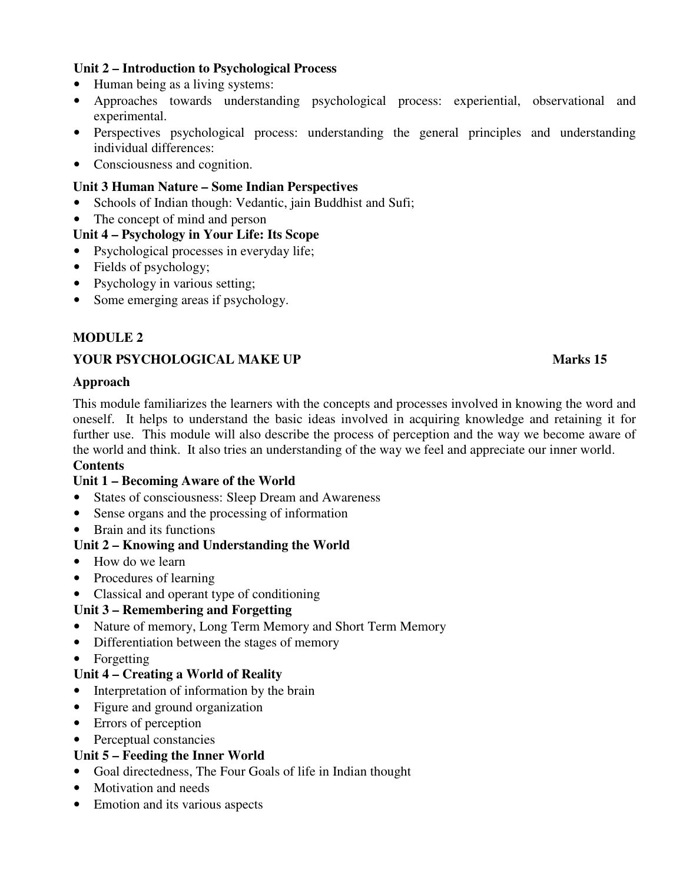**Unit 2 – Introduction to Psychological Process**

- Human being as a living systems:
- Approaches towards understanding psychological process: experiential, observational and experimental.
- Perspectives psychological process: understanding the general principles and understanding individual differences:
- Consciousness and cognition.

**Unit 3 Human Nature – Some Indian Perspectives**

- Schools of Indian though: Vedantic, jain Buddhist and Sufi;
- The concept of mind and person

**Unit 4 – Psychology in Your Life: Its Scope**

- Psychological processes in everyday life;
- Fields of psychology;
- Psychology in various setting;
- Some emerging areas if psychology.

## MODULE 2

**YOUR PSYCHOLOGICAL MAKE UP** **Marks 15**

**Approach**

This module familiarizes the learners with the concepts and processes involved in knowing the word and oneself. It helps to understand the basic ideas involved in acquiring knowledge and retaining it for further use. This module will also describe the process of perception and the way we become aware of the world and think. It also tries an understanding of the way we feel and appreciate our inner world.

**Contents**

**Unit 1 – Becoming Aware of the World**

- States of consciousness: Sleep Dream and Awareness
- Sense organs and the processing of information
- Brain and its functions

**Unit 2 – Knowing and Understanding the World**

- How do we learn
- Procedures of learning
- Classical and operant type of conditioning

**Unit 3 – Remembering and Forgetting**

- Nature of memory, Long Term Memory and Short Term Memory
- Differentiation between the stages of memory
- Forgetting

**Unit 4 – Creating a World of Reality**

- Interpretation of information by the brain
- Figure and ground organization
- Errors of perception
- Perceptual constancies

**Unit 5 – Feeding the Inner World**

- Goal directedness, The Four Goals of life in Indian thought
- Motivation and needs
- Emotion and its various aspects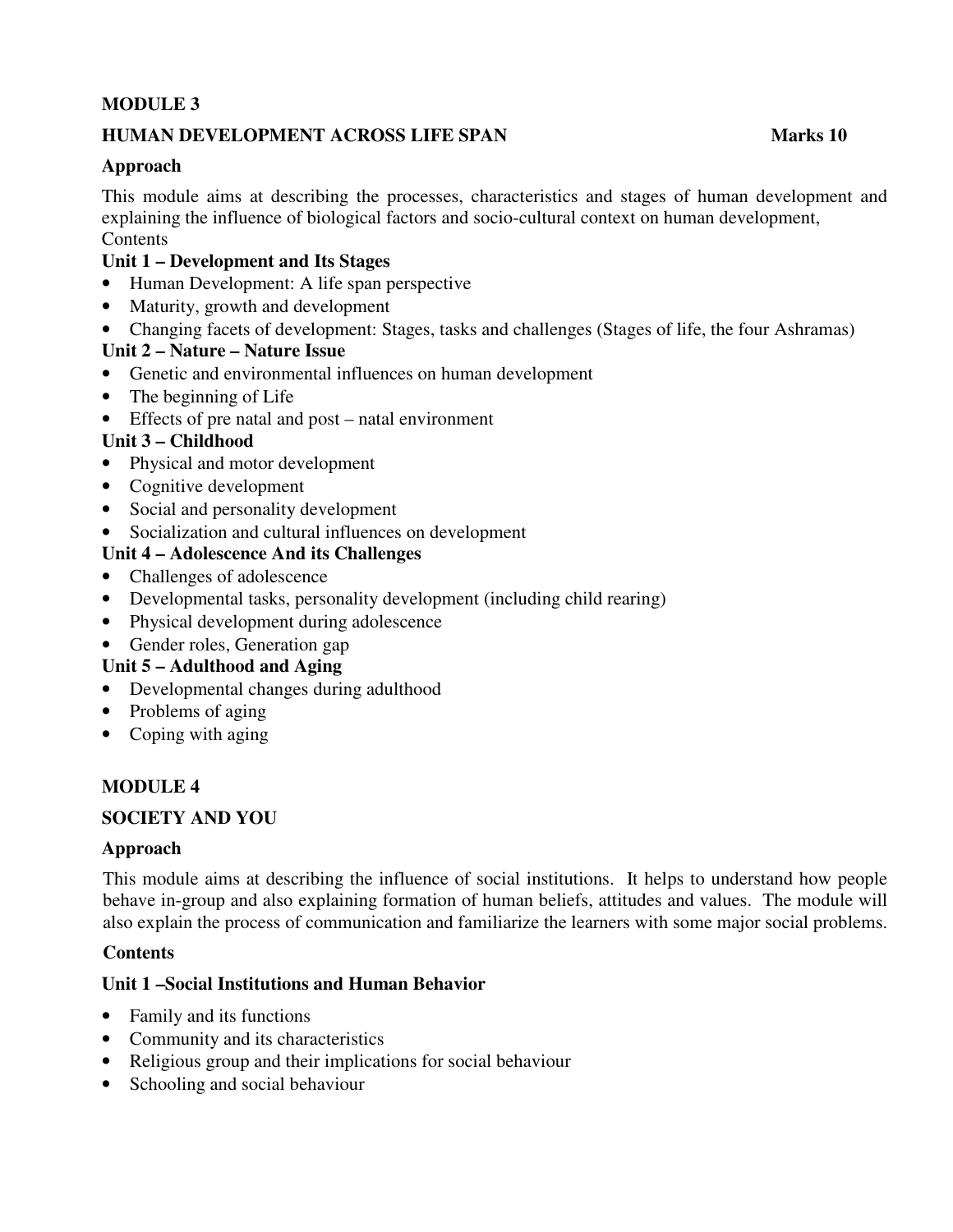## MODULE 3

### HUMAN DEVELOPMENT ACROSS LIFE SPAN — Marks 10

**Approach**

This module aims at describing the processes, characteristics and stages of human development and explaining the influence of biological factors and socio-cultural context on human development,

Contents

**Unit 1 – Development and Its Stages**

- Human Development: A life span perspective
- Maturity, growth and development
- Changing facets of development: Stages, tasks and challenges (Stages of life, the four Ashramas)

**Unit 2 – Nature – Nature Issue**

- Genetic and environmental influences on human development
- The beginning of Life
- Effects of pre natal and post – natal environment

**Unit 3 – Childhood**

- Physical and motor development
- Cognitive development
- Social and personality development
- Socialization and cultural influences on development

**Unit 4 – Adolescence And its Challenges**

- Challenges of adolescence
- Developmental tasks, personality development (including child rearing)
- Physical development during adolescence
- Gender roles, Generation gap

**Unit 5 – Adulthood and Aging**

- Developmental changes during adulthood
- Problems of aging
- Coping with aging

## MODULE 4

### SOCIETY AND YOU

**Approach**

This module aims at describing the influence of social institutions. It helps to understand how people behave in-group and also explaining formation of human beliefs, attitudes and values. The module will also explain the process of communication and familiarize the learners with some major social problems.

**Contents**

**Unit 1 –Social Institutions and Human Behavior**

- Family and its functions
- Community and its characteristics
- Religious group and their implications for social behaviour
- Schooling and social behaviour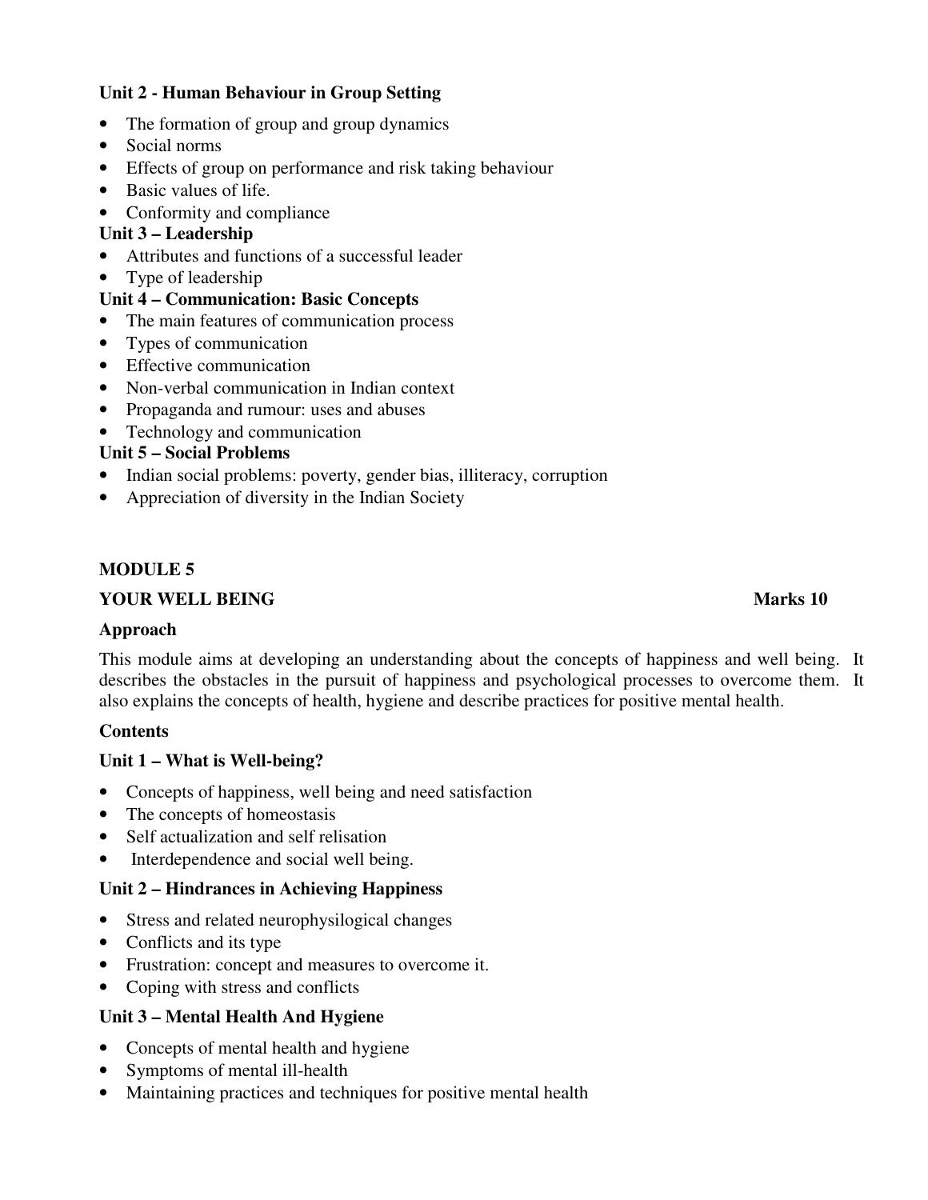**Unit 2 - Human Behaviour in Group Setting**

- The formation of group and group dynamics
- Social norms
- Effects of group on performance and risk taking behaviour
- Basic values of life.
- Conformity and compliance

**Unit 3 – Leadership**

- Attributes and functions of a successful leader
- Type of leadership

**Unit 4 – Communication: Basic Concepts**

- The main features of communication process
- Types of communication
- Effective communication
- Non-verbal communication in Indian context
- Propaganda and rumour: uses and abuses
- Technology and communication

**Unit 5 – Social Problems**

- Indian social problems: poverty, gender bias, illiteracy, corruption
- Appreciation of diversity in the Indian Society

## MODULE 5

**YOUR WELL BEING** **Marks 10**

**Approach**

This module aims at developing an understanding about the concepts of happiness and well being. It describes the obstacles in the pursuit of happiness and psychological processes to overcome them. It also explains the concepts of health, hygiene and describe practices for positive mental health.

**Contents**

**Unit 1 – What is Well-being?**

- Concepts of happiness, well being and need satisfaction
- The concepts of homeostasis
- Self actualization and self relisation
- Interdependence and social well being.

**Unit 2 – Hindrances in Achieving Happiness**

- Stress and related neurophysilogical changes
- Conflicts and its type
- Frustration: concept and measures to overcome it.
- Coping with stress and conflicts

**Unit 3 – Mental Health And Hygiene**

- Concepts of mental health and hygiene
- Symptoms of mental ill-health
- Maintaining practices and techniques for positive mental health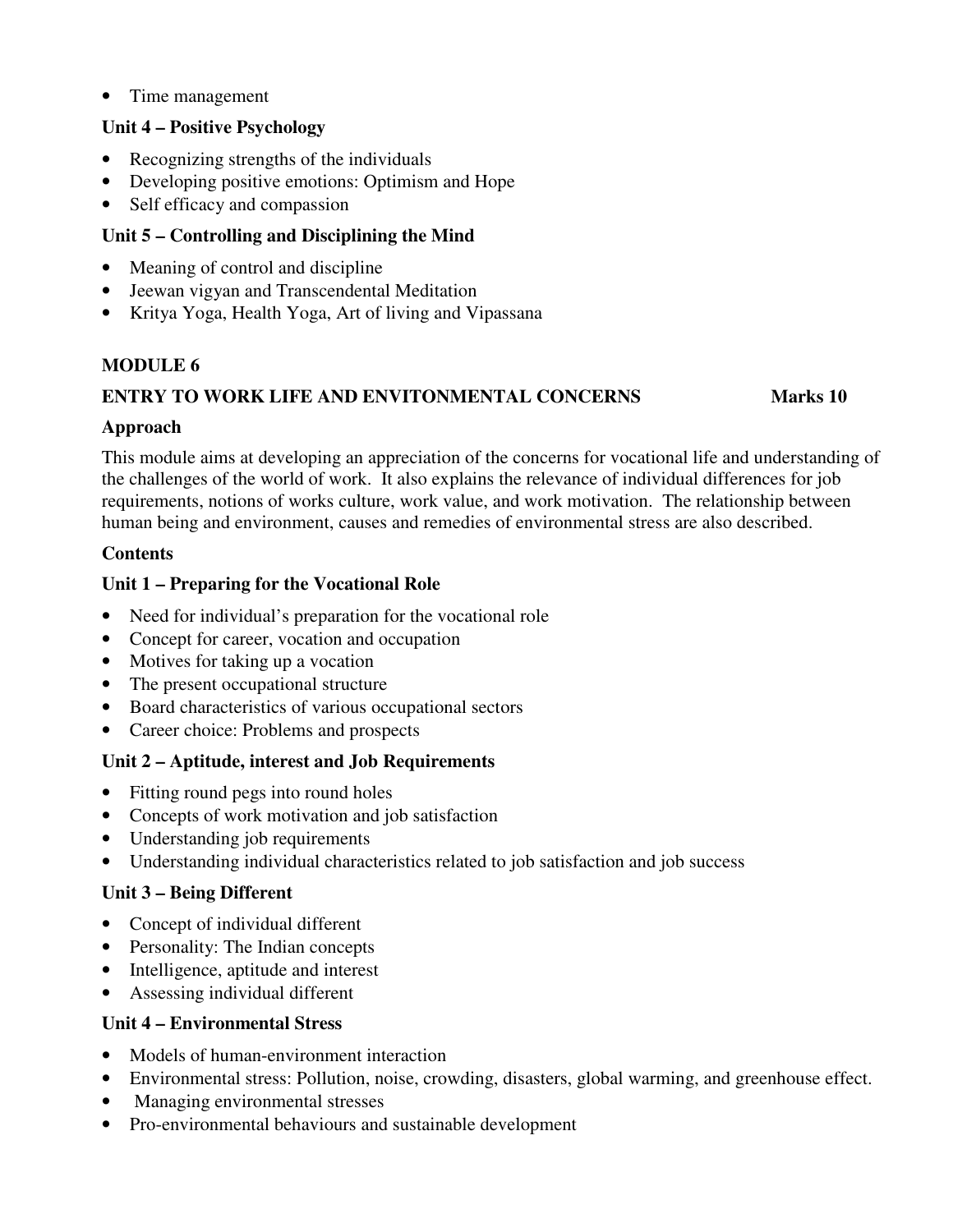- Time management

**Unit 4 – Positive Psychology**

- Recognizing strengths of the individuals
- Developing positive emotions: Optimism and Hope
- Self efficacy and compassion

**Unit 5 – Controlling and Disciplining the Mind**

- Meaning of control and discipline
- Jeewan vigyan and Transcendental Meditation
- Kritya Yoga, Health Yoga, Art of living and Vipassana

## MODULE 6

## ENTRY TO WORK LIFE AND ENVITONMENTAL CONCERNS Marks 10

**Approach**

This module aims at developing an appreciation of the concerns for vocational life and understanding of the challenges of the world of work. It also explains the relevance of individual differences for job requirements, notions of works culture, work value, and work motivation. The relationship between human being and environment, causes and remedies of environmental stress are also described.

**Contents**

**Unit 1 – Preparing for the Vocational Role**

- Need for individual's preparation for the vocational role
- Concept for career, vocation and occupation
- Motives for taking up a vocation
- The present occupational structure
- Board characteristics of various occupational sectors
- Career choice: Problems and prospects

**Unit 2 – Aptitude, interest and Job Requirements**

- Fitting round pegs into round holes
- Concepts of work motivation and job satisfaction
- Understanding job requirements
- Understanding individual characteristics related to job satisfaction and job success

**Unit 3 – Being Different**

- Concept of individual different
- Personality: The Indian concepts
- Intelligence, aptitude and interest
- Assessing individual different

**Unit 4 – Environmental Stress**

- Models of human-environment interaction
- Environmental stress: Pollution, noise, crowding, disasters, global warming, and greenhouse effect.
- Managing environmental stresses
- Pro-environmental behaviours and sustainable development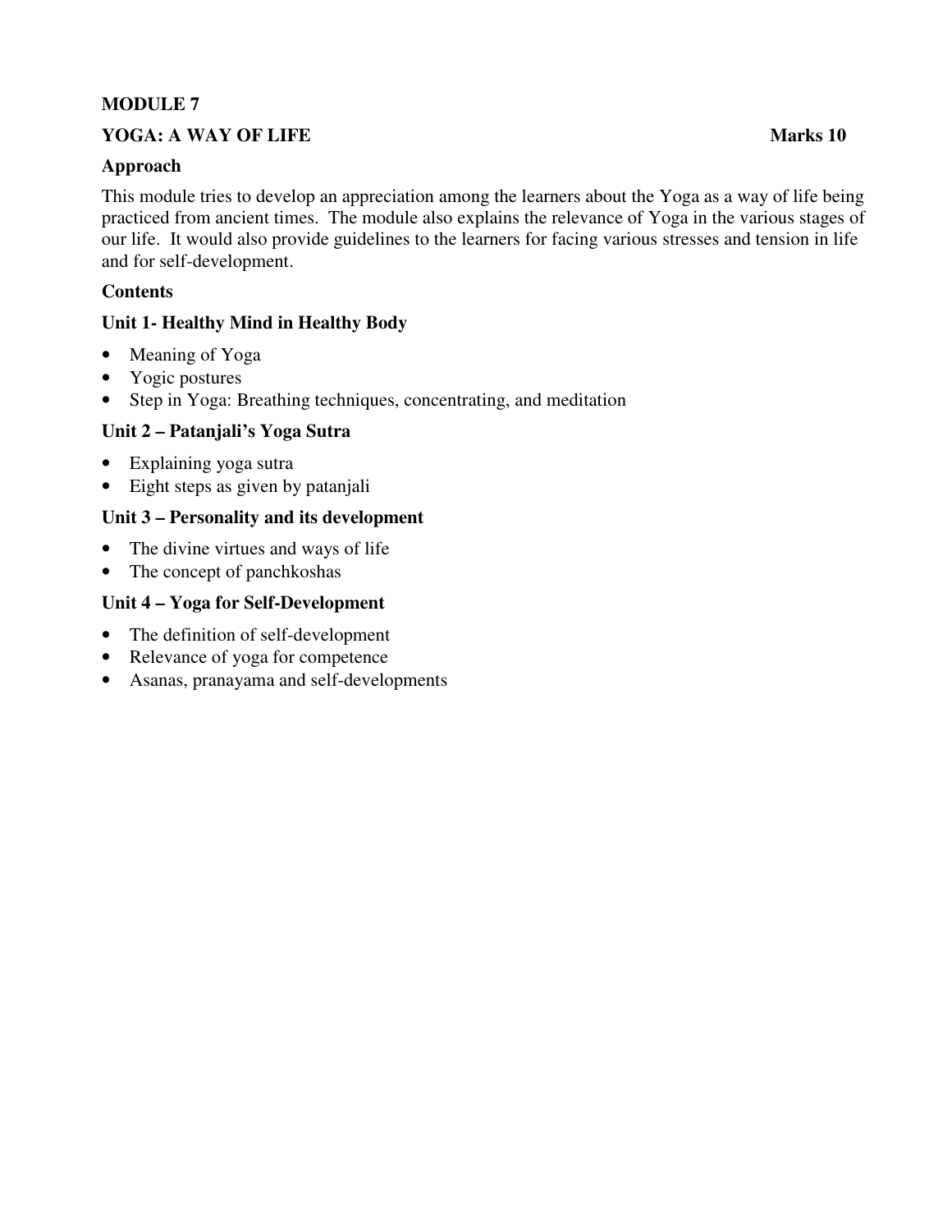**MODULE 7**

**YOGA: A WAY OF LIFE** **Marks 10**

**Approach**

This module tries to develop an appreciation among the learners about the Yoga as a way of life being practiced from ancient times. The module also explains the relevance of Yoga in the various stages of our life. It would also provide guidelines to the learners for facing various stresses and tension in life and for self-development.

**Contents**

**Unit 1- Healthy Mind in Healthy Body**

- Meaning of Yoga
- Yogic postures
- Step in Yoga: Breathing techniques, concentrating, and meditation

**Unit 2 – Patanjali's Yoga Sutra**

- Explaining yoga sutra
- Eight steps as given by patanjali

**Unit 3 – Personality and its development**

- The divine virtues and ways of life
- The concept of panchkoshas

**Unit 4 – Yoga for Self-Development**

- The definition of self-development
- Relevance of yoga for competence
- Asanas, pranayama and self-developments